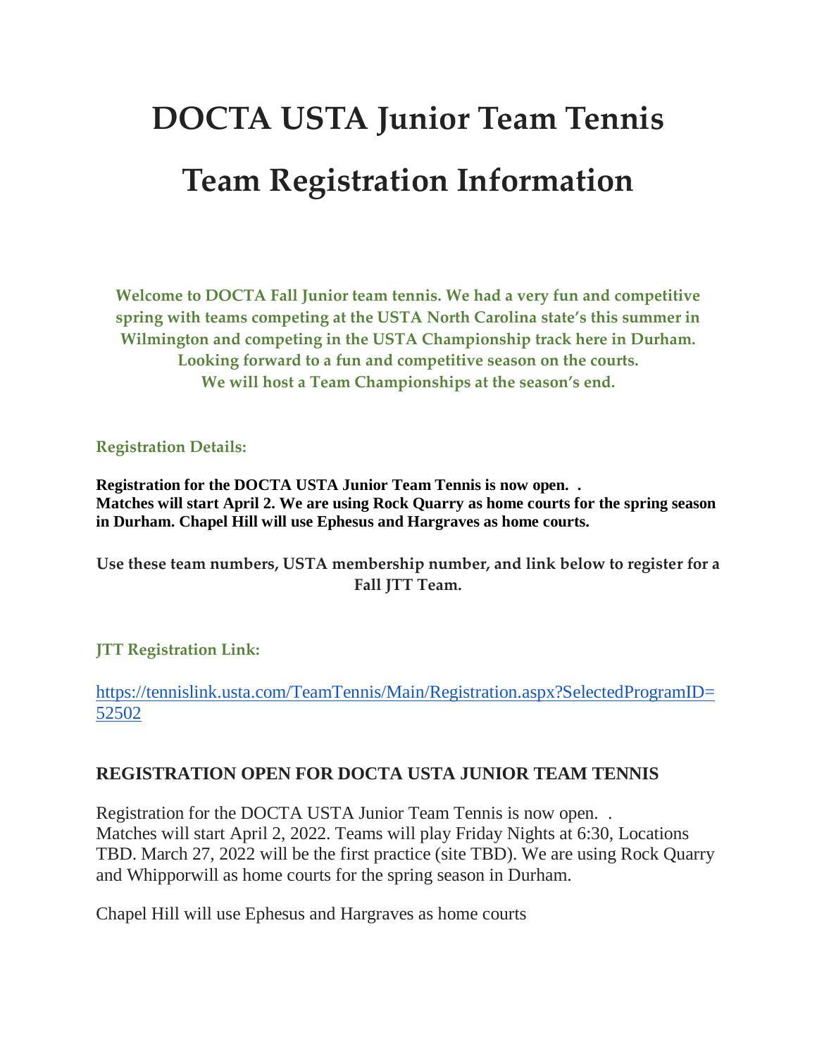# DOCTA USTA Junior Team Tennis

# Team Registration Information

**Welcome to DOCTA Fall Junior team tennis. We had a very fun and competitive spring with teams competing at the USTA North Carolina state's this summer in Wilmington and competing in the USTA Championship track here in Durham. Looking forward to a fun and competitive season on the courts. We will host a Team Championships at the season's end.**

**Registration Details:**

**Registration for the DOCTA USTA Junior Team Tennis is now open. .**
**Matches will start April 2. We are using Rock Quarry as home courts for the spring season in Durham. Chapel Hill will use Ephesus and Hargraves as home courts.**

**Use these team numbers, USTA membership number, and link below to register for a Fall JTT Team.**

**JTT Registration Link:**

https://tennislink.usta.com/TeamTennis/Main/Registration.aspx?SelectedProgramID=52502

## REGISTRATION OPEN FOR DOCTA USTA JUNIOR TEAM TENNIS

Registration for the DOCTA USTA Junior Team Tennis is now open. .
Matches will start April 2, 2022. Teams will play Friday Nights at 6:30, Locations TBD. March 27, 2022 will be the first practice (site TBD). We are using Rock Quarry and Whipporwill as home courts for the spring season in Durham.

Chapel Hill will use Ephesus and Hargraves as home courts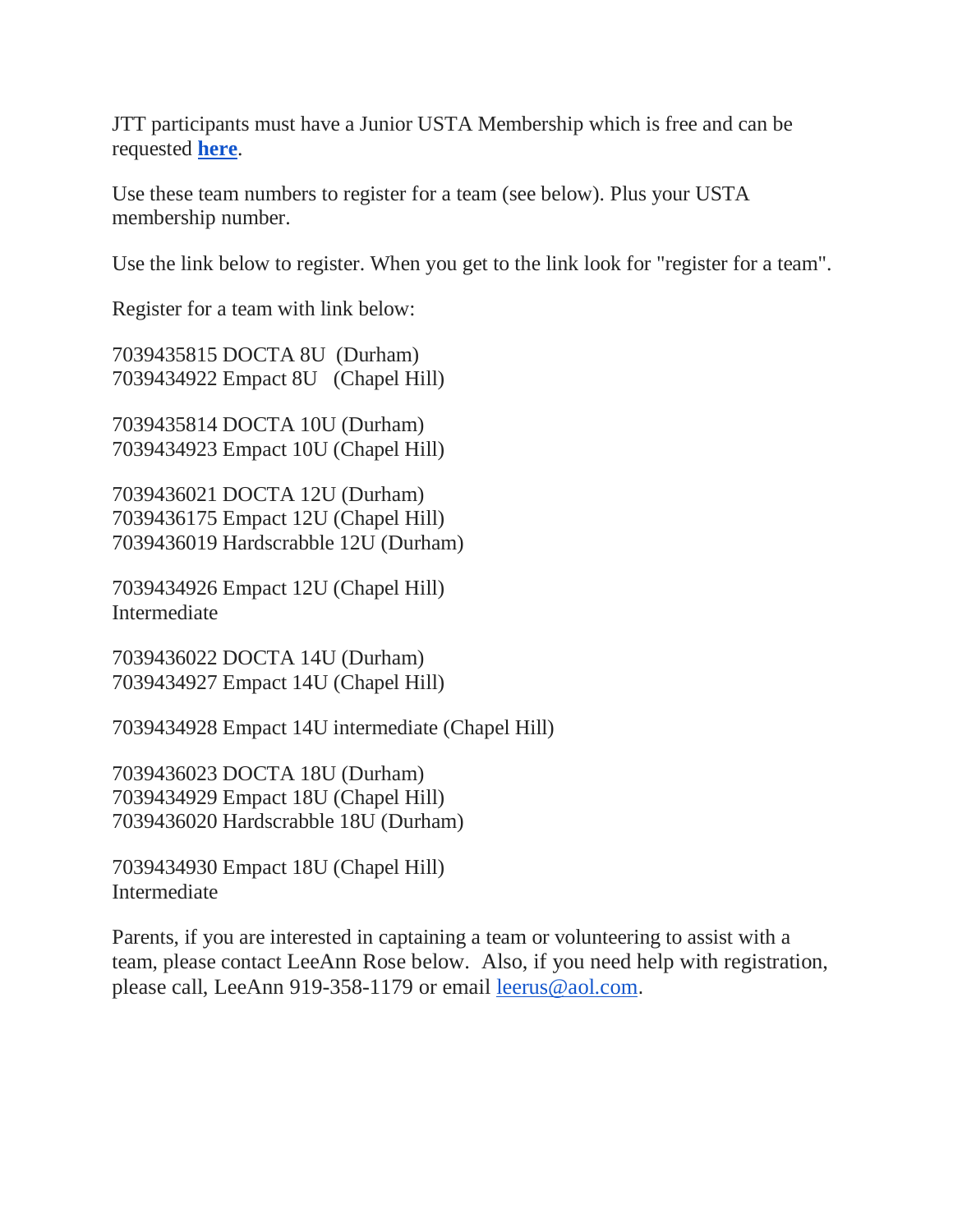JTT participants must have a Junior USTA Membership which is free and can be requested **here**.

Use these team numbers to register for a team (see below). Plus your USTA membership number.

Use the link below to register. When you get to the link look for "register for a team".

Register for a team with link below:

7039435815 DOCTA 8U (Durham)
7039434922 Empact 8U (Chapel Hill)

7039435814 DOCTA 10U (Durham)
7039434923 Empact 10U (Chapel Hill)

7039436021 DOCTA 12U (Durham)
7039436175 Empact 12U (Chapel Hill)
7039436019 Hardscrabble 12U (Durham)

7039434926 Empact 12U (Chapel Hill)
Intermediate

7039436022 DOCTA 14U (Durham)
7039434927 Empact 14U (Chapel Hill)

7039434928 Empact 14U intermediate (Chapel Hill)

7039436023 DOCTA 18U (Durham)
7039434929 Empact 18U (Chapel Hill)
7039436020 Hardscrabble 18U (Durham)

7039434930 Empact 18U (Chapel Hill)
Intermediate

Parents, if you are interested in captaining a team or volunteering to assist with a team, please contact LeeAnn Rose below. Also, if you need help with registration, please call, LeeAnn 919-358-1179 or email leerus@aol.com.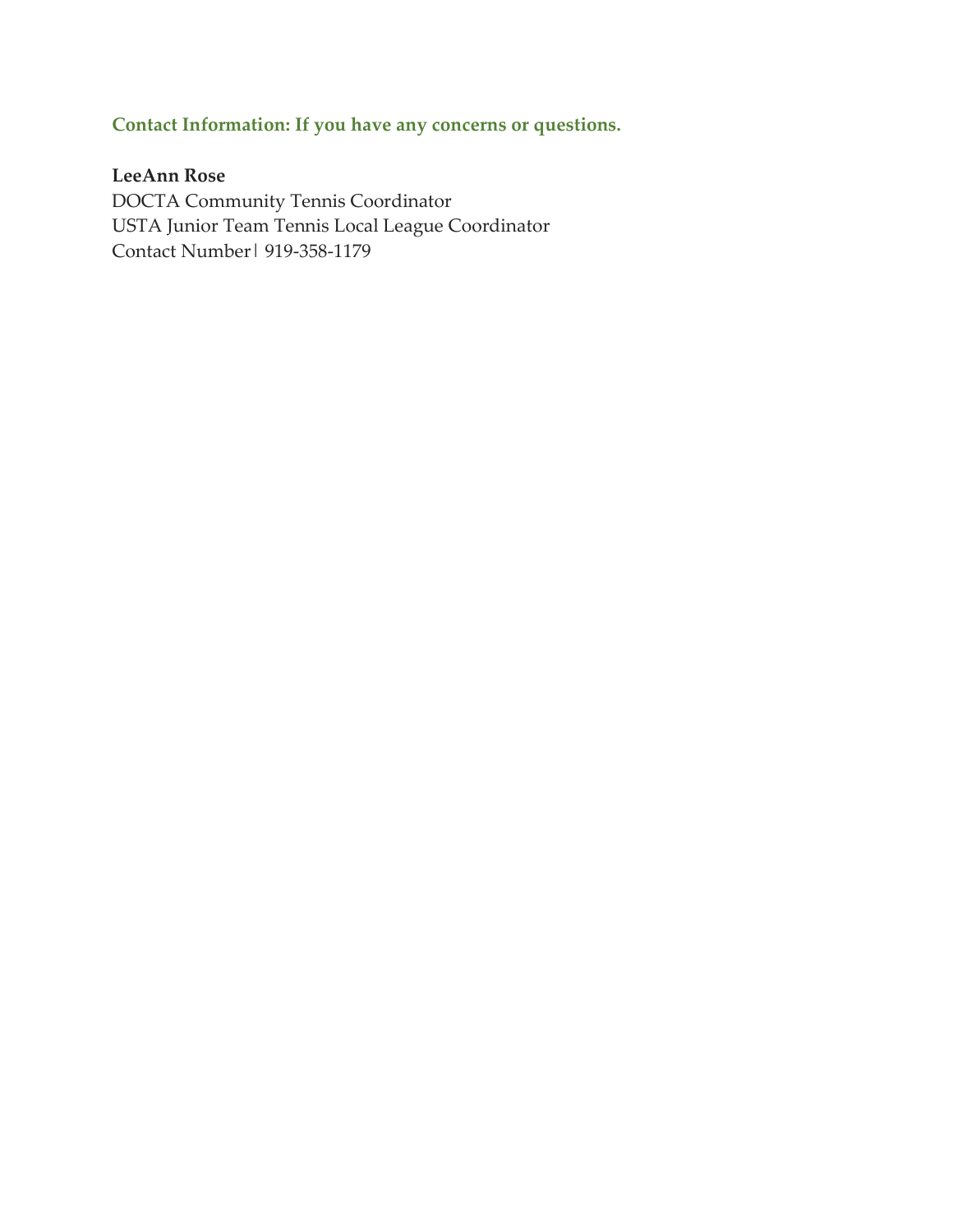### Contact Information: If you have any concerns or questions.

**LeeAnn Rose**
DOCTA Community Tennis Coordinator
USTA Junior Team Tennis Local League Coordinator
Contact Number| 919-358-1179